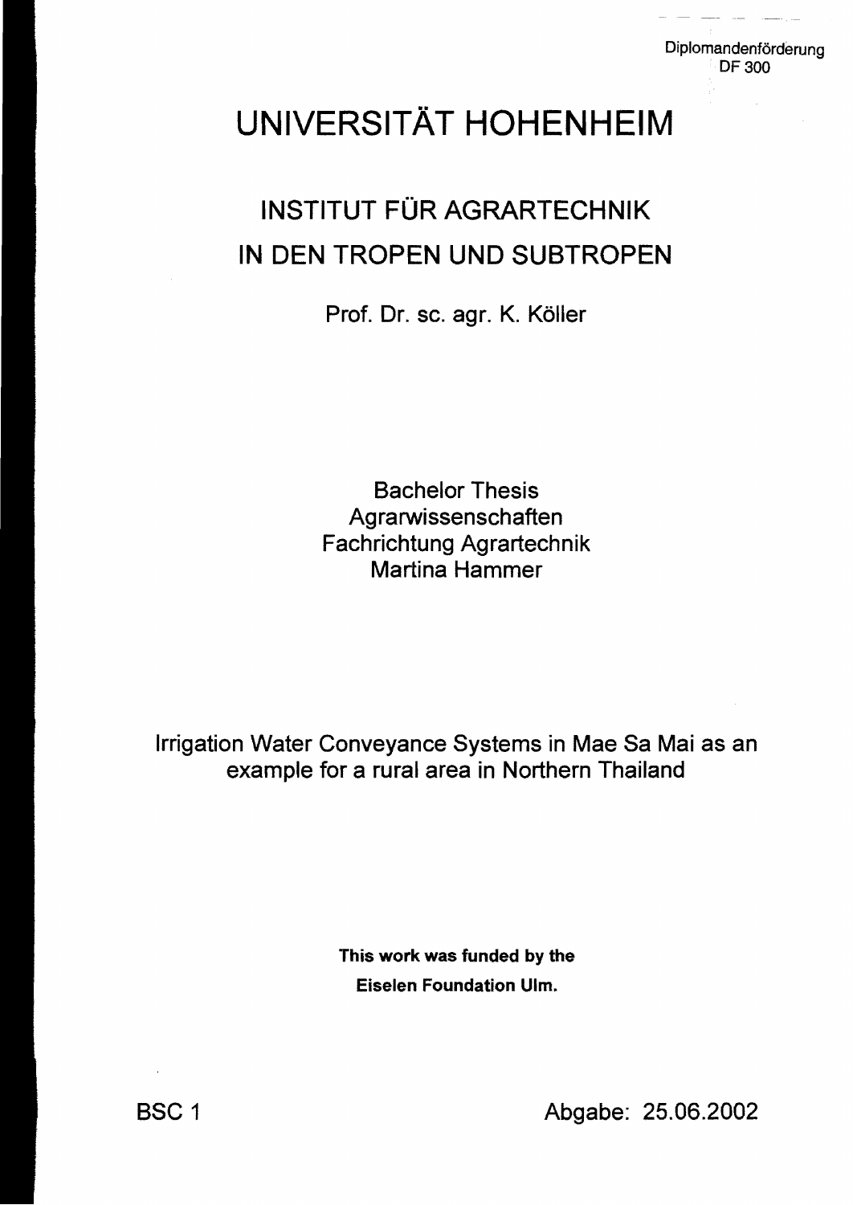Diplomandenförderung
DF 300

# UNIVERSITÄT HOHENHEIM

## INSTITUT FÜR AGRARTECHNIK IN DEN TROPEN UND SUBTROPEN

Prof. Dr. sc. agr. K. Köller

Bachelor Thesis
Agrarwissenschaften
Fachrichtung Agrartechnik
Martina Hammer

Irrigation Water Conveyance Systems in Mae Sa Mai as an example for a rural area in Northern Thailand

**This work was funded by the Eiselen Foundation Ulm.**

BSC 1

Abgabe: 25.06.2002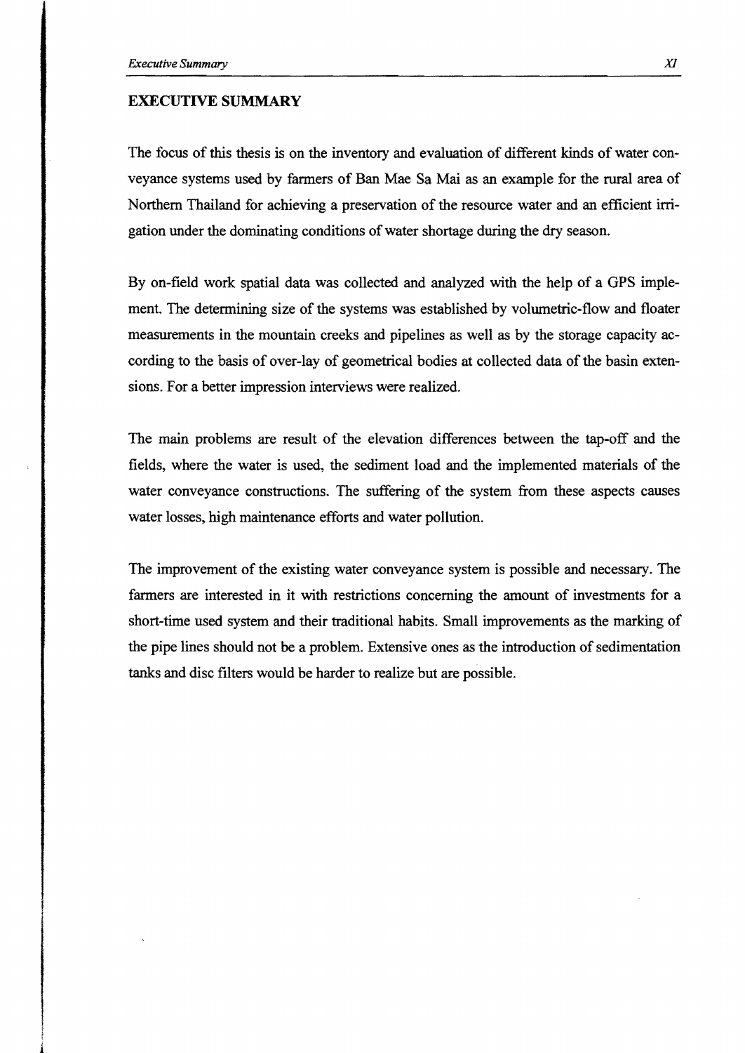## EXECUTIVE SUMMARY

The focus of this thesis is on the inventory and evaluation of different kinds of water conveyance systems used by farmers of Ban Mae Sa Mai as an example for the rural area of Northern Thailand for achieving a preservation of the resource water and an efficient irrigation under the dominating conditions of water shortage during the dry season.

By on-field work spatial data was collected and analyzed with the help of a GPS implement. The determining size of the systems was established by volumetric-flow and floater measurements in the mountain creeks and pipelines as well as by the storage capacity according to the basis of over-lay of geometrical bodies at collected data of the basin extensions. For a better impression interviews were realized.

The main problems are result of the elevation differences between the tap-off and the fields, where the water is used, the sediment load and the implemented materials of the water conveyance constructions. The suffering of the system from these aspects causes water losses, high maintenance efforts and water pollution.

The improvement of the existing water conveyance system is possible and necessary. The farmers are interested in it with restrictions concerning the amount of investments for a short-time used system and their traditional habits. Small improvements as the marking of the pipe lines should not be a problem. Extensive ones as the introduction of sedimentation tanks and disc filters would be harder to realize but are possible.